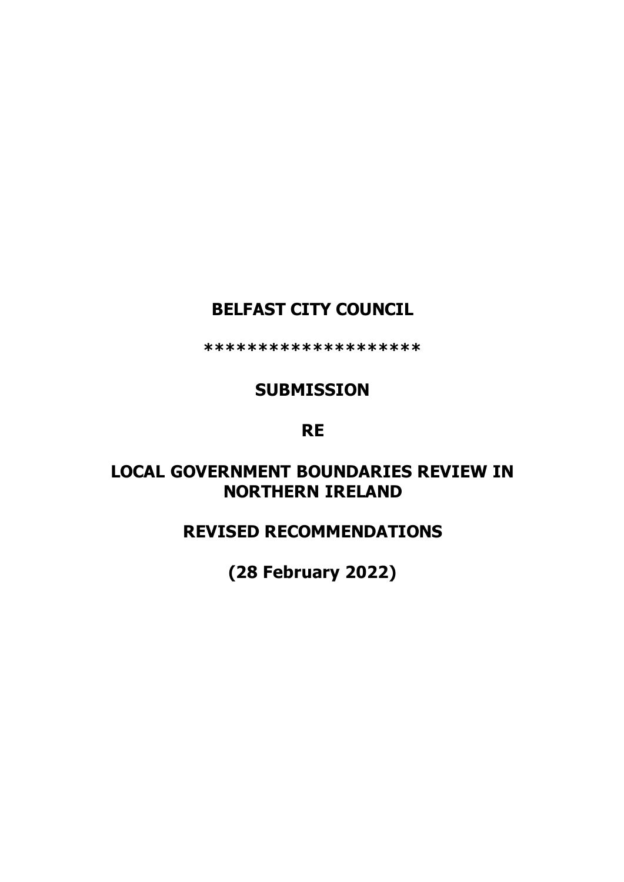# BELFAST CITY COUNCIL

**********************

## SUBMISSION

## RE

## LOCAL GOVERNMENT BOUNDARIES REVIEW IN NORTHERN IRELAND

## REVISED RECOMMENDATIONS

## (28 February 2022)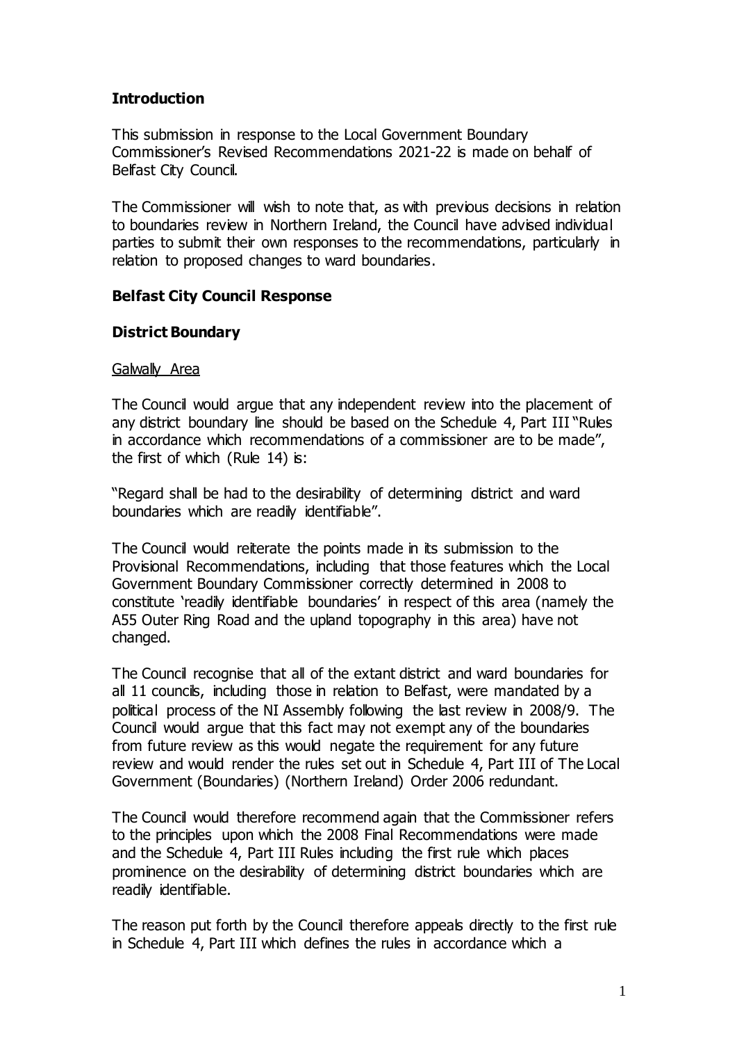## Introduction

This submission in response to the Local Government Boundary Commissioner's Revised Recommendations 2021-22 is made on behalf of Belfast City Council.

The Commissioner will wish to note that, as with previous decisions in relation to boundaries review in Northern Ireland, the Council have advised individual parties to submit their own responses to the recommendations, particularly in relation to proposed changes to ward boundaries.

## Belfast City Council Response

### District Boundary

Galwally Area

The Council would argue that any independent review into the placement of any district boundary line should be based on the Schedule 4, Part III "Rules in accordance which recommendations of a commissioner are to be made", the first of which (Rule 14) is:

"Regard shall be had to the desirability of determining district and ward boundaries which are readily identifiable".

The Council would reiterate the points made in its submission to the Provisional Recommendations, including that those features which the Local Government Boundary Commissioner correctly determined in 2008 to constitute 'readily identifiable boundaries' in respect of this area (namely the A55 Outer Ring Road and the upland topography in this area) have not changed.

The Council recognise that all of the extant district and ward boundaries for all 11 councils, including those in relation to Belfast, were mandated by a political process of the NI Assembly following the last review in 2008/9. The Council would argue that this fact may not exempt any of the boundaries from future review as this would negate the requirement for any future review and would render the rules set out in Schedule 4, Part III of The Local Government (Boundaries) (Northern Ireland) Order 2006 redundant.

The Council would therefore recommend again that the Commissioner refers to the principles upon which the 2008 Final Recommendations were made and the Schedule 4, Part III Rules including the first rule which places prominence on the desirability of determining district boundaries which are readily identifiable.

The reason put forth by the Council therefore appeals directly to the first rule in Schedule 4, Part III which defines the rules in accordance which a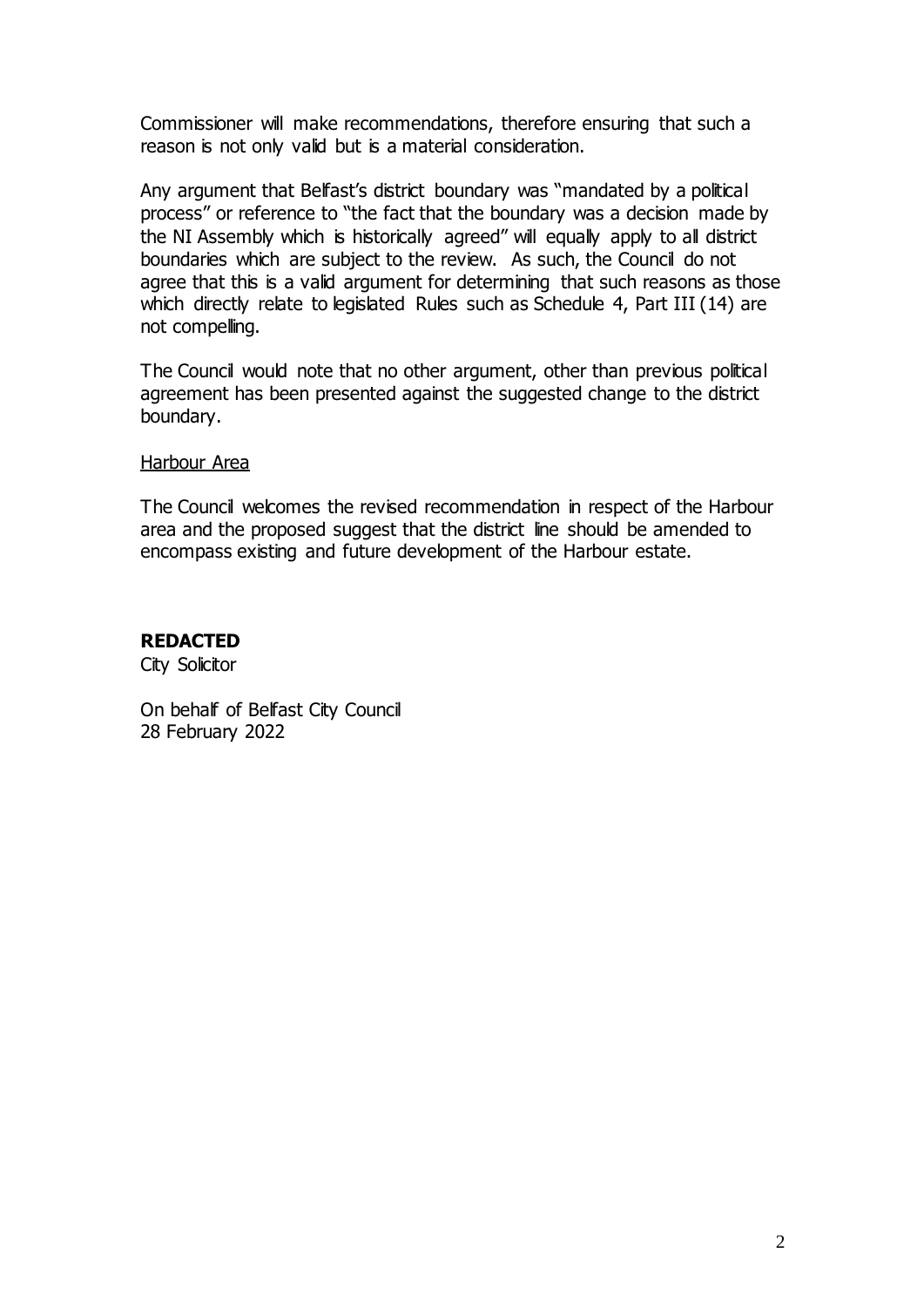Commissioner will make recommendations, therefore ensuring that such a reason is not only valid but is a material consideration.

Any argument that Belfast's district boundary was "mandated by a political process" or reference to "the fact that the boundary was a decision made by the NI Assembly which is historically agreed" will equally apply to all district boundaries which are subject to the review. As such, the Council do not agree that this is a valid argument for determining that such reasons as those which directly relate to legislated Rules such as Schedule 4, Part III (14) are not compelling.

The Council would note that no other argument, other than previous political agreement has been presented against the suggested change to the district boundary.

Harbour Area

The Council welcomes the revised recommendation in respect of the Harbour area and the proposed suggest that the district line should be amended to encompass existing and future development of the Harbour estate.

**REDACTED**
City Solicitor

On behalf of Belfast City Council
28 February 2022